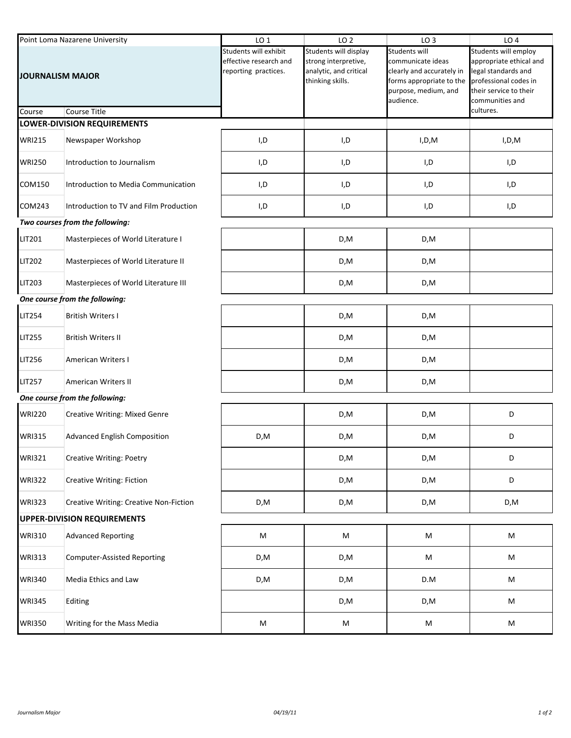| Point Loma Nazarene University | | LO 1 | LO 2 | LO 3 | LO 4 |
|---|---|---|---|---|---|
| **JOURNALISM MAJOR** | | Students will exhibit effective research and reporting practices. | Students will display strong interpretive, analytic, and critical thinking skills. | Students will communicate ideas clearly and accurately in forms appropriate to the purpose, medium, and audience. | Students will employ appropriate ethical and legal standards and professional codes in their service to their communities and cultures. |
| Course | Course Title | | | | |
| **LOWER-DIVISION REQUIREMENTS** | | | | | |
| WRI215 | Newspaper Workshop | I,D | I,D | I,D,M | I,D,M |
| WRI250 | Introduction to Journalism | I,D | I,D | I,D | I,D |
| COM150 | Introduction to Media Communication | I,D | I,D | I,D | I,D |
| COM243 | Introduction to TV and Film Production | I,D | I,D | I,D | I,D |
| ***Two courses from the following:*** | | | | | |
| LIT201 | Masterpieces of World Literature I | | D,M | D,M | |
| LIT202 | Masterpieces of World Literature II | | D,M | D,M | |
| LIT203 | Masterpieces of World Literature III | | D,M | D,M | |
| ***One course from the following:*** | | | | | |
| LIT254 | British Writers I | | D,M | D,M | |
| LIT255 | British Writers II | | D,M | D,M | |
| LIT256 | American Writers I | | D,M | D,M | |
| LIT257 | American Writers II | | D,M | D,M | |
| ***One course from the following:*** | | | | | |
| WRI220 | Creative Writing: Mixed Genre | | D,M | D,M | D |
| WRI315 | Advanced English Composition | D,M | D,M | D,M | D |
| WRI321 | Creative Writing: Poetry | | D,M | D,M | D |
| WRI322 | Creative Writing: Fiction | | D,M | D,M | D |
| WRI323 | Creative Writing: Creative Non-Fiction | D,M | D,M | D,M | D,M |
| **UPPER-DIVISION REQUIREMENTS** | | | | | |
| WRI310 | Advanced Reporting | M | M | M | M |
| WRI313 | Computer-Assisted Reporting | D,M | D,M | M | M |
| WRI340 | Media Ethics and Law | D,M | D,M | D.M | M |
| WRI345 | Editing | | D,M | D,M | M |
| WRI350 | Writing for the Mass Media | M | M | M | M |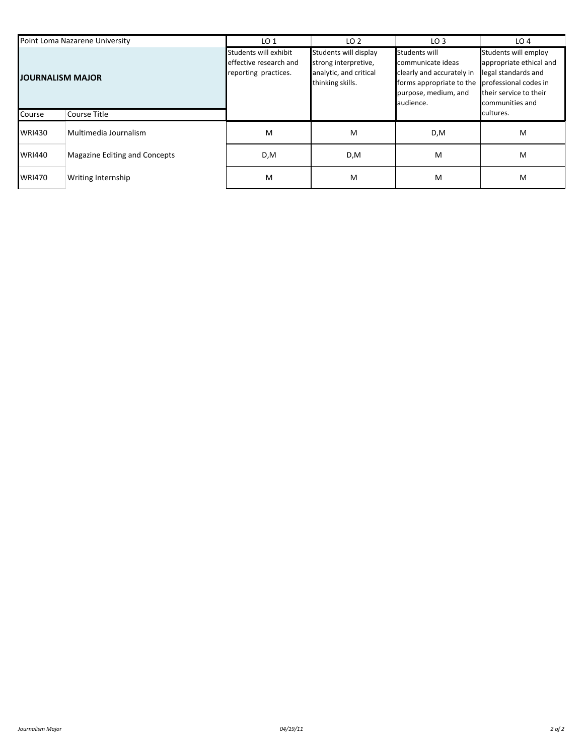| Point Loma Nazarene University | | LO 1 | LO 2 | LO 3 | LO 4 |
|---|---|---|---|---|---|
| **JOURNALISM MAJOR** | | Students will exhibit effective research and reporting practices. | Students will display strong interpretive, analytic, and critical thinking skills. | Students will communicate ideas clearly and accurately in forms appropriate to the purpose, medium, and audience. | Students will employ appropriate ethical and legal standards and professional codes in their service to their communities and cultures. |
| Course | Course Title | | | | |
| WRI430 | Multimedia Journalism | M | M | D,M | M |
| WRI440 | Magazine Editing and Concepts | D,M | D,M | M | M |
| WRI470 | Writing Internship | M | M | M | M |